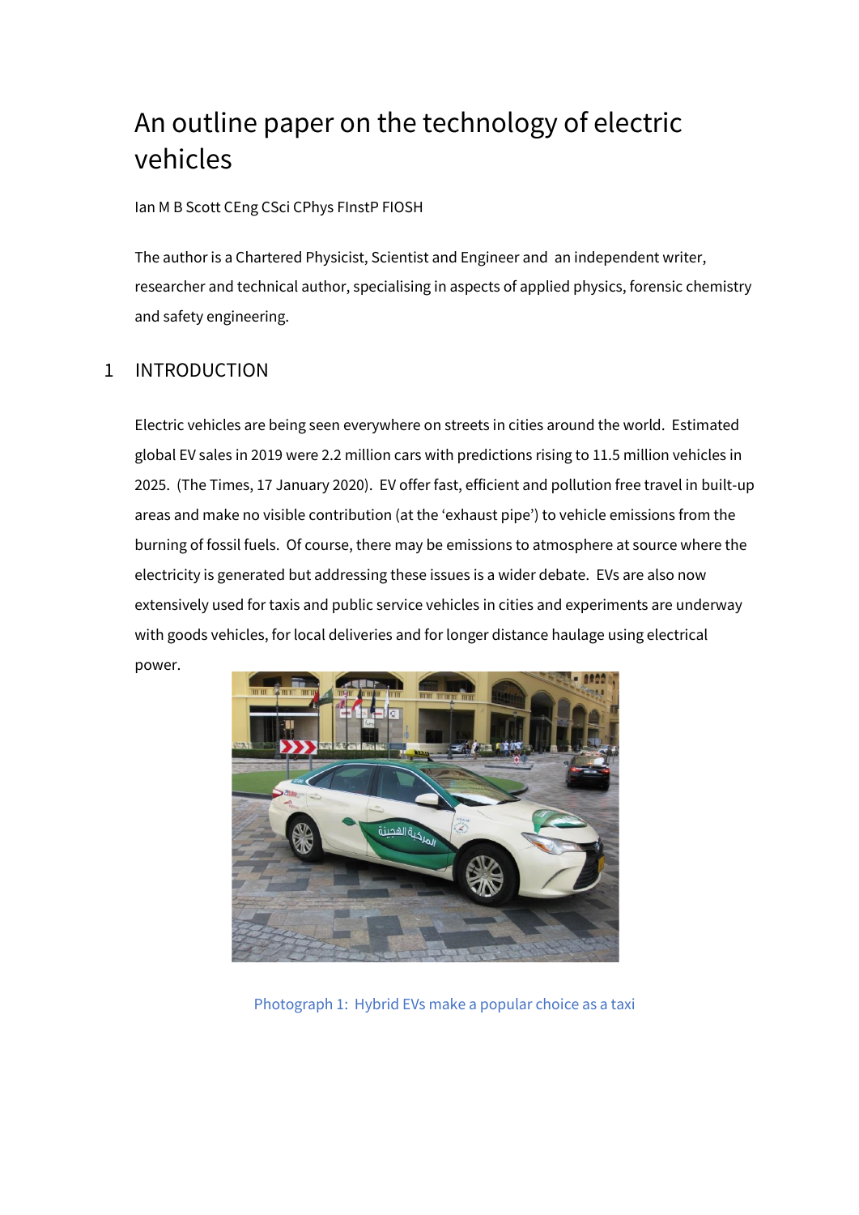# An outline paper on the technology of electric vehicles

Ian M B Scott CEng CSci CPhys FInstP FIOSH

The author is a Chartered Physicist, Scientist and Engineer and an independent writer, researcher and technical author, specialising in aspects of applied physics, forensic chemistry and safety engineering.

## 1 INTRODUCTION

Electric vehicles are being seen everywhere on streets in cities around the world. Estimated global EV sales in 2019 were 2.2 million cars with predictions rising to 11.5 million vehicles in 2025. (The Times, 17 January 2020). EV offer fast, efficient and pollution free travel in built-up areas and make no visible contribution (at the 'exhaust pipe') to vehicle emissions from the burning of fossil fuels. Of course, there may be emissions to atmosphere at source where the electricity is generated but addressing these issues is a wider debate. EVs are also now extensively used for taxis and public service vehicles in cities and experiments are underway with goods vehicles, for local deliveries and for longer distance haulage using electrical power.

Photograph 1: Hybrid EVs make a popular choice as a taxi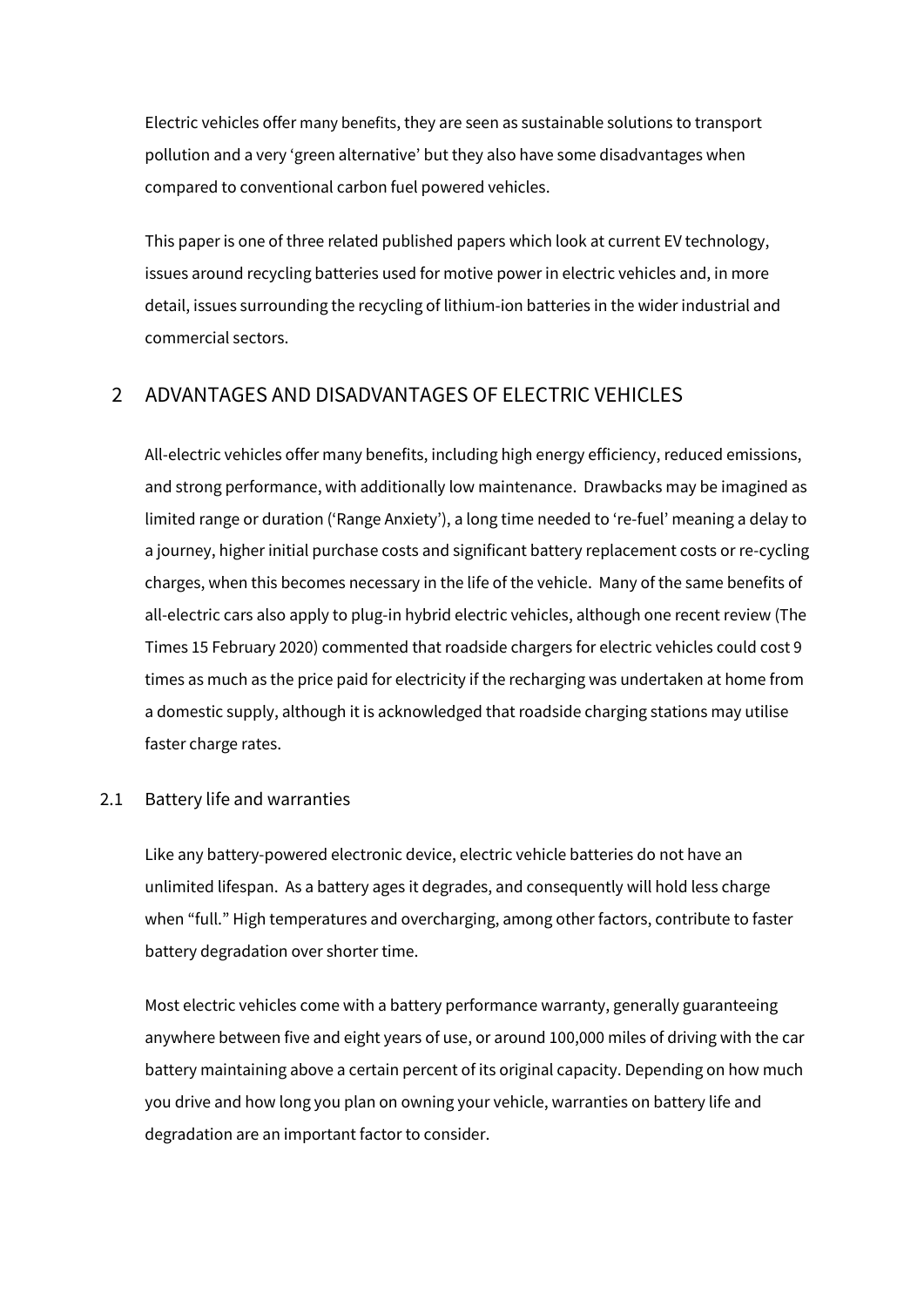Electric vehicles offer many benefits, they are seen as sustainable solutions to transport pollution and a very 'green alternative' but they also have some disadvantages when compared to conventional carbon fuel powered vehicles.

This paper is one of three related published papers which look at current EV technology, issues around recycling batteries used for motive power in electric vehicles and, in more detail, issues surrounding the recycling of lithium-ion batteries in the wider industrial and commercial sectors.

## 2 ADVANTAGES AND DISADVANTAGES OF ELECTRIC VEHICLES

All-electric vehicles offer many benefits, including high energy efficiency, reduced emissions, and strong performance, with additionally low maintenance. Drawbacks may be imagined as limited range or duration ('Range Anxiety'), a long time needed to 're-fuel' meaning a delay to a journey, higher initial purchase costs and significant battery replacement costs or re-cycling charges, when this becomes necessary in the life of the vehicle. Many of the same benefits of all-electric cars also apply to plug-in hybrid electric vehicles, although one recent review (The Times 15 February 2020) commented that roadside chargers for electric vehicles could cost 9 times as much as the price paid for electricity if the recharging was undertaken at home from a domestic supply, although it is acknowledged that roadside charging stations may utilise faster charge rates.

### 2.1 Battery life and warranties

Like any battery-powered electronic device, electric vehicle batteries do not have an unlimited lifespan. As a battery ages it degrades, and consequently will hold less charge when "full." High temperatures and overcharging, among other factors, contribute to faster battery degradation over shorter time.

Most electric vehicles come with a battery performance warranty, generally guaranteeing anywhere between five and eight years of use, or around 100,000 miles of driving with the car battery maintaining above a certain percent of its original capacity. Depending on how much you drive and how long you plan on owning your vehicle, warranties on battery life and degradation are an important factor to consider.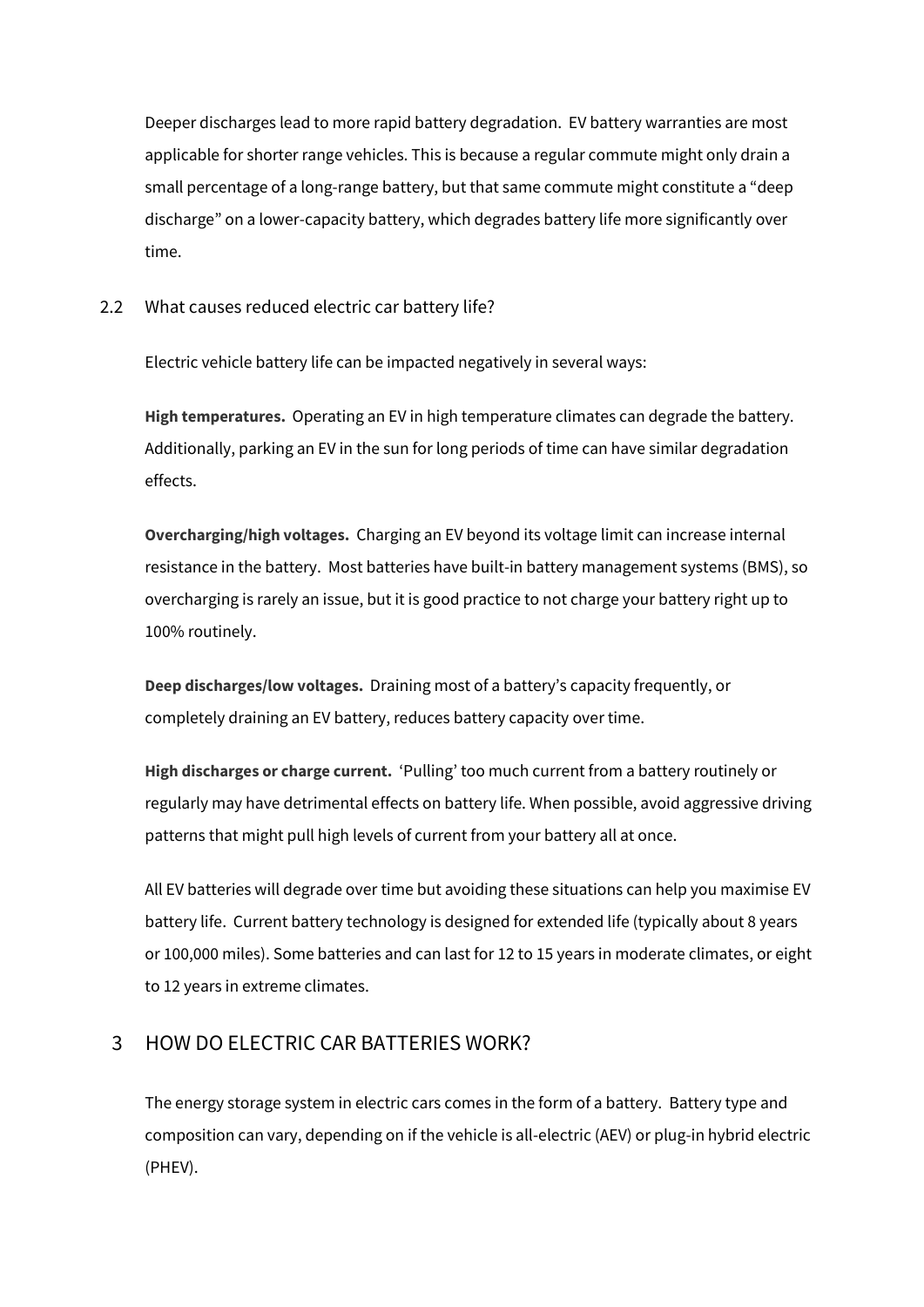Deeper discharges lead to more rapid battery degradation. EV battery warranties are most applicable for shorter range vehicles. This is because a regular commute might only drain a small percentage of a long-range battery, but that same commute might constitute a "deep discharge" on a lower-capacity battery, which degrades battery life more significantly over time.

### 2.2 What causes reduced electric car battery life?

Electric vehicle battery life can be impacted negatively in several ways:

**High temperatures.** Operating an EV in high temperature climates can degrade the battery. Additionally, parking an EV in the sun for long periods of time can have similar degradation effects.

**Overcharging/high voltages.** Charging an EV beyond its voltage limit can increase internal resistance in the battery. Most batteries have built-in battery management systems (BMS), so overcharging is rarely an issue, but it is good practice to not charge your battery right up to 100% routinely.

**Deep discharges/low voltages.** Draining most of a battery's capacity frequently, or completely draining an EV battery, reduces battery capacity over time.

**High discharges or charge current.** 'Pulling' too much current from a battery routinely or regularly may have detrimental effects on battery life. When possible, avoid aggressive driving patterns that might pull high levels of current from your battery all at once.

All EV batteries will degrade over time but avoiding these situations can help you maximise EV battery life. Current battery technology is designed for extended life (typically about 8 years or 100,000 miles). Some batteries and can last for 12 to 15 years in moderate climates, or eight to 12 years in extreme climates.

## 3 HOW DO ELECTRIC CAR BATTERIES WORK?

The energy storage system in electric cars comes in the form of a battery. Battery type and composition can vary, depending on if the vehicle is all-electric (AEV) or plug-in hybrid electric (PHEV).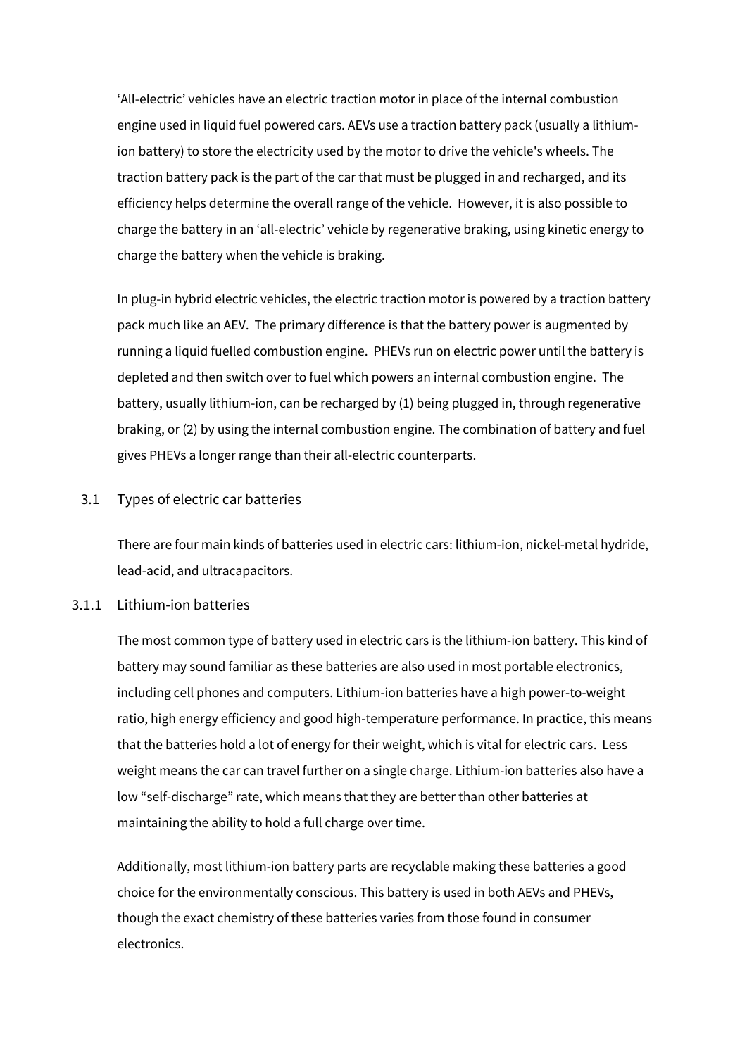'All-electric' vehicles have an electric traction motor in place of the internal combustion engine used in liquid fuel powered cars. AEVs use a traction battery pack (usually a lithium-ion battery) to store the electricity used by the motor to drive the vehicle's wheels. The traction battery pack is the part of the car that must be plugged in and recharged, and its efficiency helps determine the overall range of the vehicle. However, it is also possible to charge the battery in an 'all-electric' vehicle by regenerative braking, using kinetic energy to charge the battery when the vehicle is braking.

In plug-in hybrid electric vehicles, the electric traction motor is powered by a traction battery pack much like an AEV. The primary difference is that the battery power is augmented by running a liquid fuelled combustion engine. PHEVs run on electric power until the battery is depleted and then switch over to fuel which powers an internal combustion engine. The battery, usually lithium-ion, can be recharged by (1) being plugged in, through regenerative braking, or (2) by using the internal combustion engine. The combination of battery and fuel gives PHEVs a longer range than their all-electric counterparts.

## 3.1 Types of electric car batteries

There are four main kinds of batteries used in electric cars: lithium-ion, nickel-metal hydride, lead-acid, and ultracapacitors.

### 3.1.1 Lithium-ion batteries

The most common type of battery used in electric cars is the lithium-ion battery. This kind of battery may sound familiar as these batteries are also used in most portable electronics, including cell phones and computers. Lithium-ion batteries have a high power-to-weight ratio, high energy efficiency and good high-temperature performance. In practice, this means that the batteries hold a lot of energy for their weight, which is vital for electric cars. Less weight means the car can travel further on a single charge. Lithium-ion batteries also have a low "self-discharge" rate, which means that they are better than other batteries at maintaining the ability to hold a full charge over time.

Additionally, most lithium-ion battery parts are recyclable making these batteries a good choice for the environmentally conscious. This battery is used in both AEVs and PHEVs, though the exact chemistry of these batteries varies from those found in consumer electronics.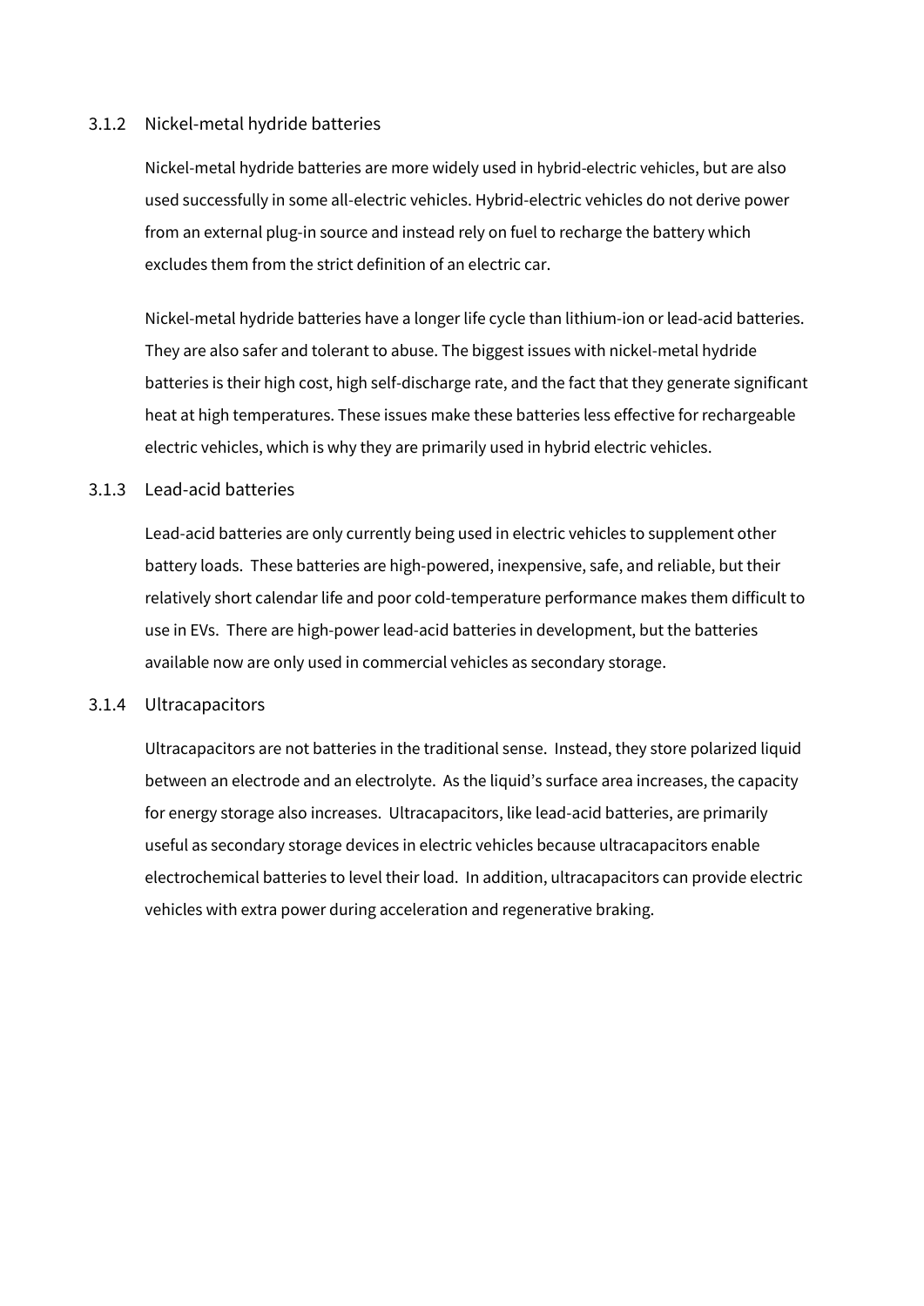### 3.1.2 Nickel-metal hydride batteries

Nickel-metal hydride batteries are more widely used in hybrid-electric vehicles, but are also used successfully in some all-electric vehicles. Hybrid-electric vehicles do not derive power from an external plug-in source and instead rely on fuel to recharge the battery which excludes them from the strict definition of an electric car.

Nickel-metal hydride batteries have a longer life cycle than lithium-ion or lead-acid batteries. They are also safer and tolerant to abuse. The biggest issues with nickel-metal hydride batteries is their high cost, high self-discharge rate, and the fact that they generate significant heat at high temperatures. These issues make these batteries less effective for rechargeable electric vehicles, which is why they are primarily used in hybrid electric vehicles.

### 3.1.3 Lead-acid batteries

Lead-acid batteries are only currently being used in electric vehicles to supplement other battery loads. These batteries are high-powered, inexpensive, safe, and reliable, but their relatively short calendar life and poor cold-temperature performance makes them difficult to use in EVs. There are high-power lead-acid batteries in development, but the batteries available now are only used in commercial vehicles as secondary storage.

### 3.1.4 Ultracapacitors

Ultracapacitors are not batteries in the traditional sense. Instead, they store polarized liquid between an electrode and an electrolyte. As the liquid's surface area increases, the capacity for energy storage also increases. Ultracapacitors, like lead-acid batteries, are primarily useful as secondary storage devices in electric vehicles because ultracapacitors enable electrochemical batteries to level their load. In addition, ultracapacitors can provide electric vehicles with extra power during acceleration and regenerative braking.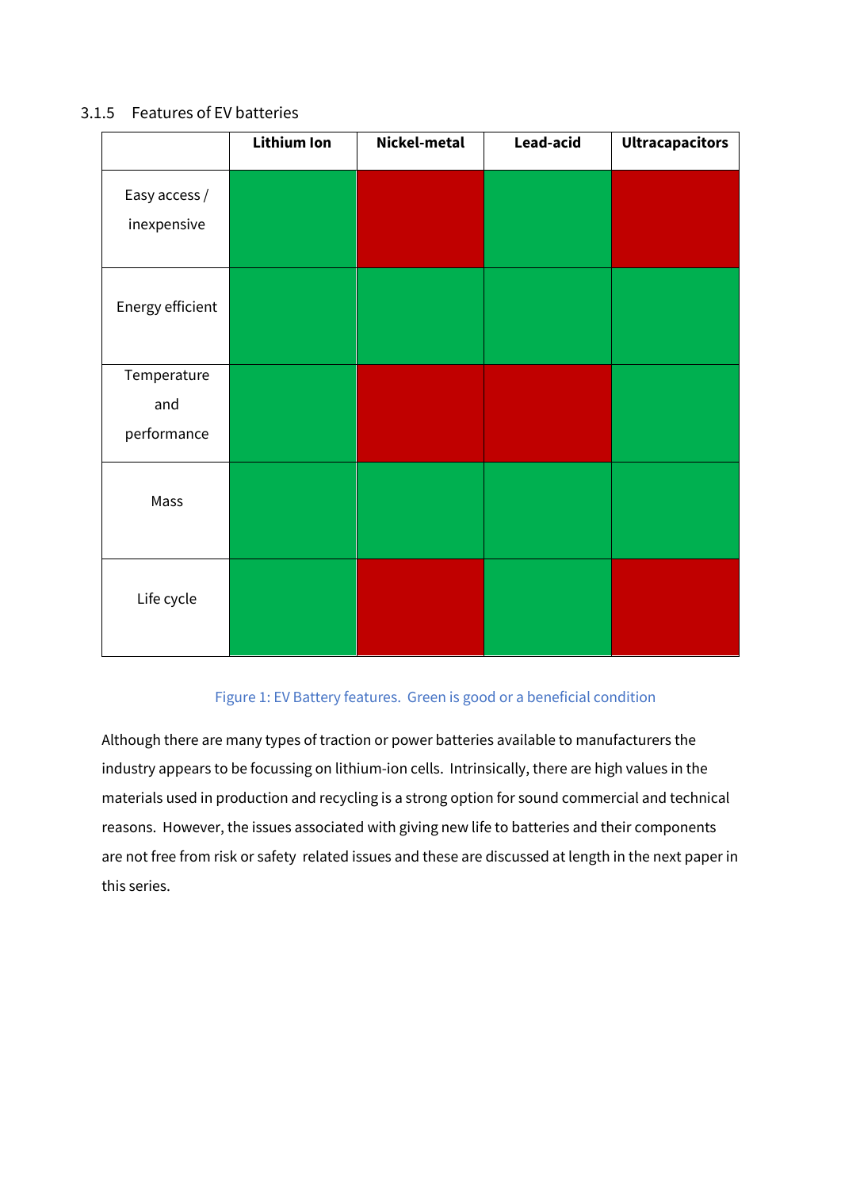### 3.1.5 Features of EV batteries

| | Lithium Ion | Nickel-metal | Lead-acid | Ultracapacitors |
|---|---|---|---|---|
| Easy access / inexpensive | Green | Red | Green | Red |
| Energy efficient | Green | Green | Green | Green |
| Temperature and performance | Green | Red | Red | Green |
| Mass | Green | Green | Green | Green |
| Life cycle | Green | Red | Green | Red |

Figure 1: EV Battery features. Green is good or a beneficial condition

Although there are many types of traction or power batteries available to manufacturers the industry appears to be focussing on lithium-ion cells. Intrinsically, there are high values in the materials used in production and recycling is a strong option for sound commercial and technical reasons. However, the issues associated with giving new life to batteries and their components are not free from risk or safety related issues and these are discussed at length in the next paper in this series.